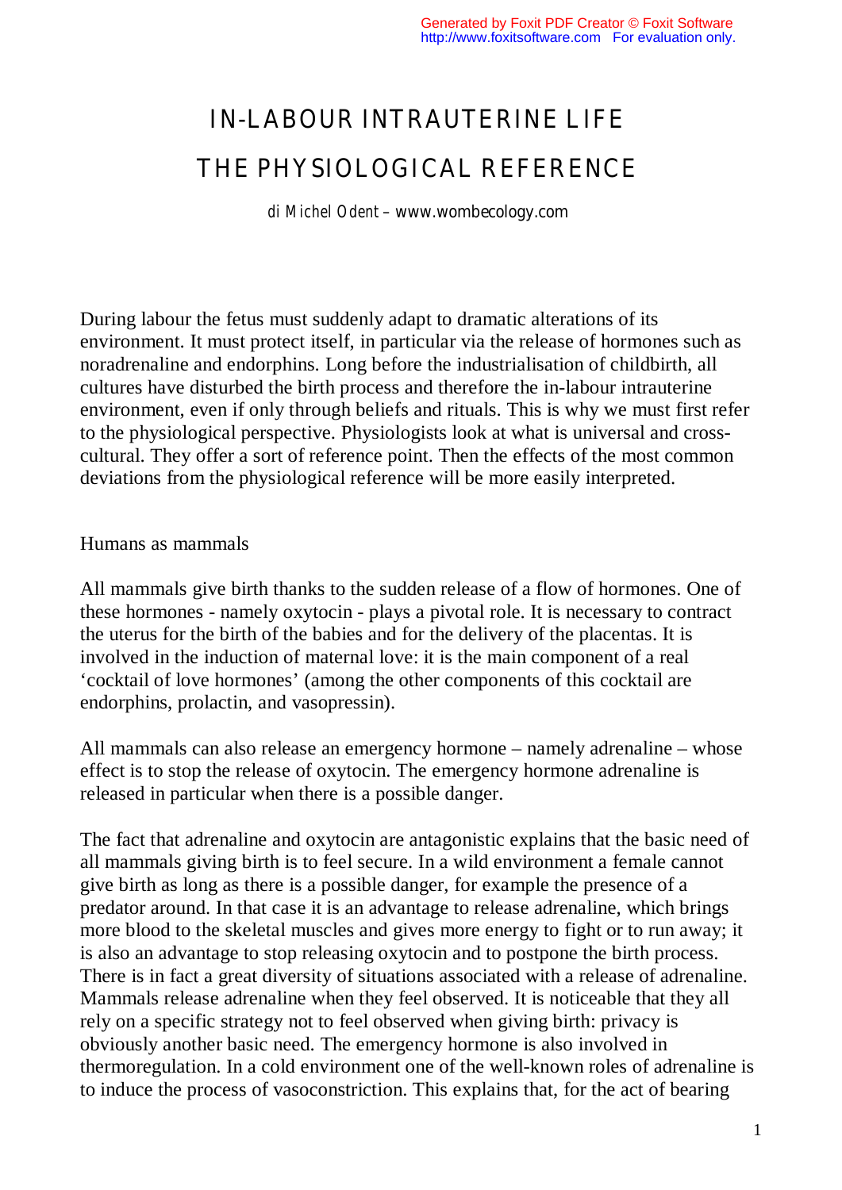# IN-LABOUR INTRAUTERINE LIFE

# THE PHYSIOLOGICAL REFERENCE

*di Michel Odent* – www.wombecology.com

During labour the fetus must suddenly adapt to dramatic alterations of its environment. It must protect itself, in particular via the release of hormones such as noradrenaline and endorphins. Long before the industrialisation of childbirth, all cultures have disturbed the birth process and therefore the in-labour intrauterine environment, even if only through beliefs and rituals. This is why we must first refer to the physiological perspective. Physiologists look at what is universal and cross-cultural. They offer a sort of reference point. Then the effects of the most common deviations from the physiological reference will be more easily interpreted.

## Humans as mammals

All mammals give birth thanks to the sudden release of a flow of hormones. One of these hormones - namely oxytocin - plays a pivotal role. It is necessary to contract the uterus for the birth of the babies and for the delivery of the placentas. It is involved in the induction of maternal love: it is the main component of a real 'cocktail of love hormones' (among the other components of this cocktail are endorphins, prolactin, and vasopressin).

All mammals can also release an emergency hormone – namely adrenaline – whose effect is to stop the release of oxytocin. The emergency hormone adrenaline is released in particular when there is a possible danger.

The fact that adrenaline and oxytocin are antagonistic explains that the basic need of all mammals giving birth is to feel secure. In a wild environment a female cannot give birth as long as there is a possible danger, for example the presence of a predator around. In that case it is an advantage to release adrenaline, which brings more blood to the skeletal muscles and gives more energy to fight or to run away; it is also an advantage to stop releasing oxytocin and to postpone the birth process. There is in fact a great diversity of situations associated with a release of adrenaline. Mammals release adrenaline when they feel observed. It is noticeable that they all rely on a specific strategy not to feel observed when giving birth: privacy is obviously another basic need. The emergency hormone is also involved in thermoregulation. In a cold environment one of the well-known roles of adrenaline is to induce the process of vasoconstriction. This explains that, for the act of bearing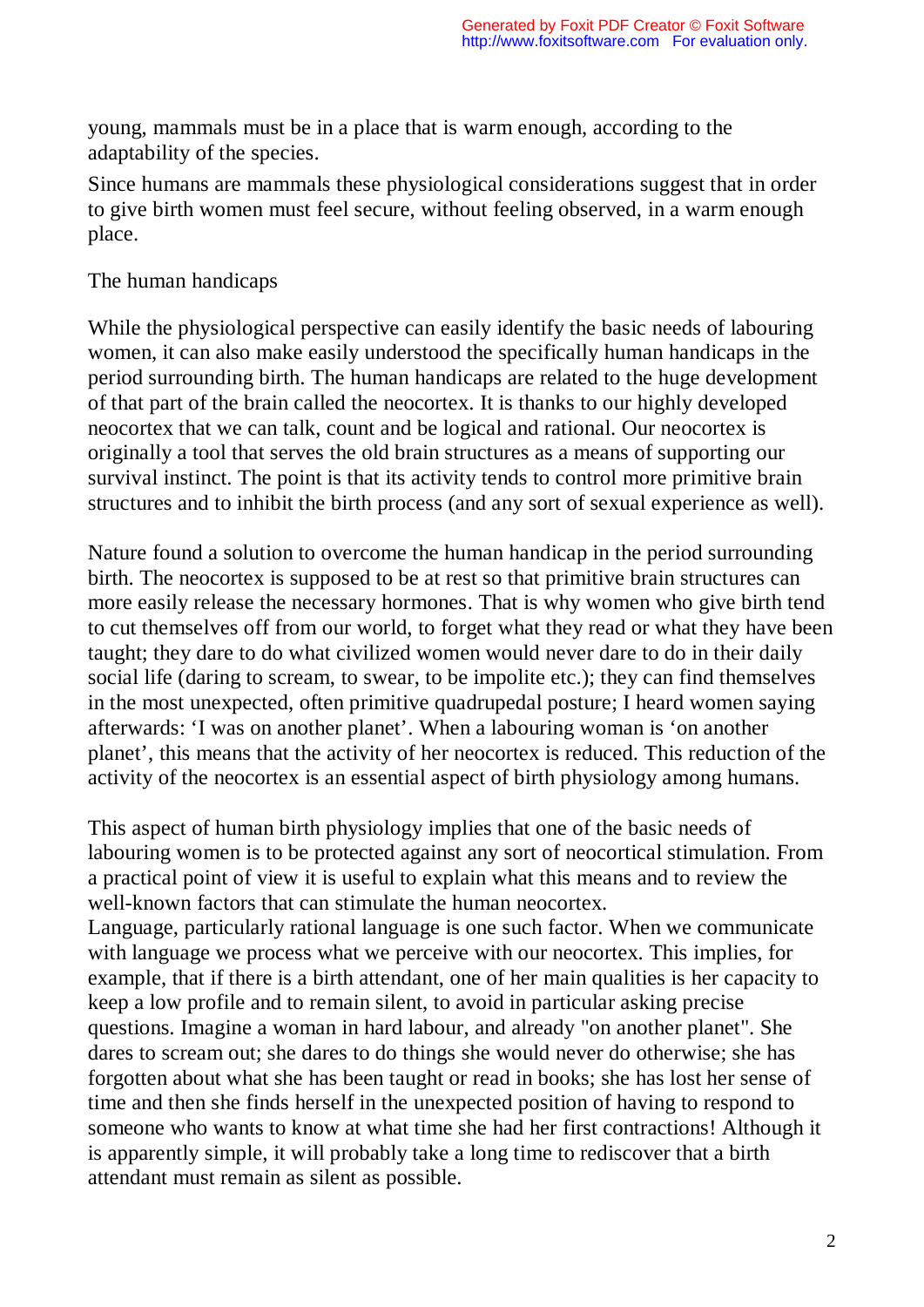young, mammals must be in a place that is warm enough, according to the adaptability of the species.

Since humans are mammals these physiological considerations suggest that in order to give birth women must feel secure, without feeling observed, in a warm enough place.

## The human handicaps

While the physiological perspective can easily identify the basic needs of labouring women, it can also make easily understood the specifically human handicaps in the period surrounding birth. The human handicaps are related to the huge development of that part of the brain called the neocortex. It is thanks to our highly developed neocortex that we can talk, count and be logical and rational. Our neocortex is originally a tool that serves the old brain structures as a means of supporting our survival instinct. The point is that its activity tends to control more primitive brain structures and to inhibit the birth process (and any sort of sexual experience as well).

Nature found a solution to overcome the human handicap in the period surrounding birth. The neocortex is supposed to be at rest so that primitive brain structures can more easily release the necessary hormones. That is why women who give birth tend to cut themselves off from our world, to forget what they read or what they have been taught; they dare to do what civilized women would never dare to do in their daily social life (daring to scream, to swear, to be impolite etc.); they can find themselves in the most unexpected, often primitive quadrupedal posture; I heard women saying afterwards: 'I was on another planet'. When a labouring woman is 'on another planet', this means that the activity of her neocortex is reduced. This reduction of the activity of the neocortex is an essential aspect of birth physiology among humans.

This aspect of human birth physiology implies that one of the basic needs of labouring women is to be protected against any sort of neocortical stimulation. From a practical point of view it is useful to explain what this means and to review the well-known factors that can stimulate the human neocortex.

Language, particularly rational language is one such factor. When we communicate with language we process what we perceive with our neocortex. This implies, for example, that if there is a birth attendant, one of her main qualities is her capacity to keep a low profile and to remain silent, to avoid in particular asking precise questions. Imagine a woman in hard labour, and already "on another planet". She dares to scream out; she dares to do things she would never do otherwise; she has forgotten about what she has been taught or read in books; she has lost her sense of time and then she finds herself in the unexpected position of having to respond to someone who wants to know at what time she had her first contractions! Although it is apparently simple, it will probably take a long time to rediscover that a birth attendant must remain as silent as possible.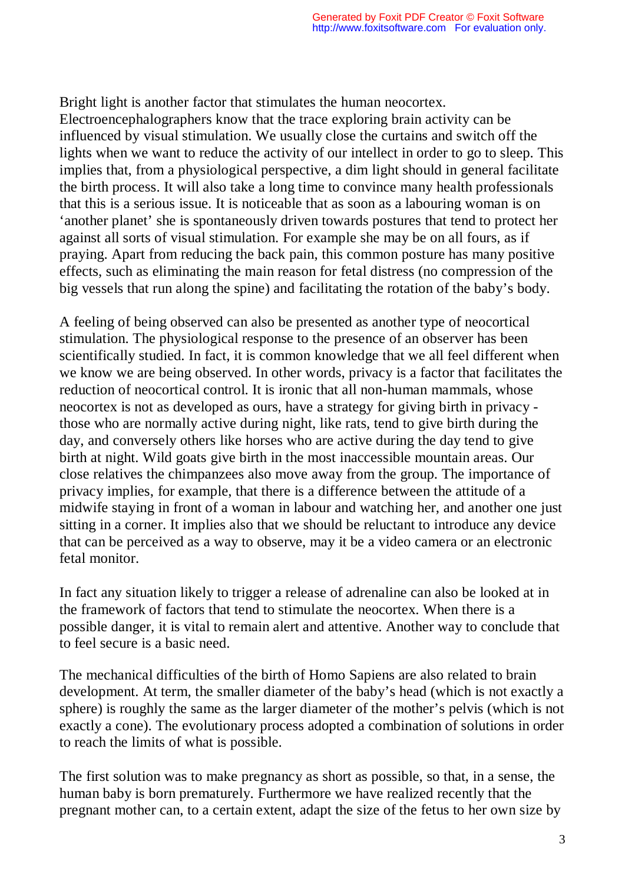Bright light is another factor that stimulates the human neocortex. Electroencephalographers know that the trace exploring brain activity can be influenced by visual stimulation. We usually close the curtains and switch off the lights when we want to reduce the activity of our intellect in order to go to sleep. This implies that, from a physiological perspective, a dim light should in general facilitate the birth process. It will also take a long time to convince many health professionals that this is a serious issue. It is noticeable that as soon as a labouring woman is on 'another planet' she is spontaneously driven towards postures that tend to protect her against all sorts of visual stimulation. For example she may be on all fours, as if praying. Apart from reducing the back pain, this common posture has many positive effects, such as eliminating the main reason for fetal distress (no compression of the big vessels that run along the spine) and facilitating the rotation of the baby's body.

A feeling of being observed can also be presented as another type of neocortical stimulation. The physiological response to the presence of an observer has been scientifically studied. In fact, it is common knowledge that we all feel different when we know we are being observed. In other words, privacy is a factor that facilitates the reduction of neocortical control. It is ironic that all non-human mammals, whose neocortex is not as developed as ours, have a strategy for giving birth in privacy - those who are normally active during night, like rats, tend to give birth during the day, and conversely others like horses who are active during the day tend to give birth at night. Wild goats give birth in the most inaccessible mountain areas. Our close relatives the chimpanzees also move away from the group. The importance of privacy implies, for example, that there is a difference between the attitude of a midwife staying in front of a woman in labour and watching her, and another one just sitting in a corner. It implies also that we should be reluctant to introduce any device that can be perceived as a way to observe, may it be a video camera or an electronic fetal monitor.

In fact any situation likely to trigger a release of adrenaline can also be looked at in the framework of factors that tend to stimulate the neocortex. When there is a possible danger, it is vital to remain alert and attentive. Another way to conclude that to feel secure is a basic need.

The mechanical difficulties of the birth of Homo Sapiens are also related to brain development. At term, the smaller diameter of the baby's head (which is not exactly a sphere) is roughly the same as the larger diameter of the mother's pelvis (which is not exactly a cone). The evolutionary process adopted a combination of solutions in order to reach the limits of what is possible.

The first solution was to make pregnancy as short as possible, so that, in a sense, the human baby is born prematurely. Furthermore we have realized recently that the pregnant mother can, to a certain extent, adapt the size of the fetus to her own size by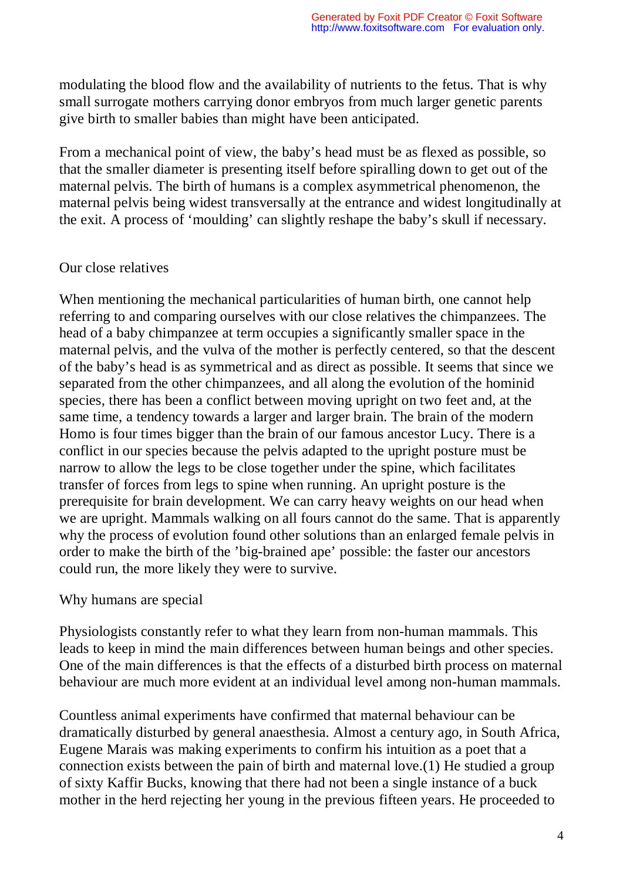modulating the blood flow and the availability of nutrients to the fetus. That is why small surrogate mothers carrying donor embryos from much larger genetic parents give birth to smaller babies than might have been anticipated.

From a mechanical point of view, the baby's head must be as flexed as possible, so that the smaller diameter is presenting itself before spiralling down to get out of the maternal pelvis. The birth of humans is a complex asymmetrical phenomenon, the maternal pelvis being widest transversally at the entrance and widest longitudinally at the exit. A process of 'moulding' can slightly reshape the baby's skull if necessary.

## Our close relatives

When mentioning the mechanical particularities of human birth, one cannot help referring to and comparing ourselves with our close relatives the chimpanzees. The head of a baby chimpanzee at term occupies a significantly smaller space in the maternal pelvis, and the vulva of the mother is perfectly centered, so that the descent of the baby's head is as symmetrical and as direct as possible. It seems that since we separated from the other chimpanzees, and all along the evolution of the hominid species, there has been a conflict between moving upright on two feet and, at the same time, a tendency towards a larger and larger brain. The brain of the modern Homo is four times bigger than the brain of our famous ancestor Lucy. There is a conflict in our species because the pelvis adapted to the upright posture must be narrow to allow the legs to be close together under the spine, which facilitates transfer of forces from legs to spine when running. An upright posture is the prerequisite for brain development. We can carry heavy weights on our head when we are upright. Mammals walking on all fours cannot do the same. That is apparently why the process of evolution found other solutions than an enlarged female pelvis in order to make the birth of the 'big-brained ape' possible: the faster our ancestors could run, the more likely they were to survive.

## Why humans are special

Physiologists constantly refer to what they learn from non-human mammals. This leads to keep in mind the main differences between human beings and other species. One of the main differences is that the effects of a disturbed birth process on maternal behaviour are much more evident at an individual level among non-human mammals.

Countless animal experiments have confirmed that maternal behaviour can be dramatically disturbed by general anaesthesia. Almost a century ago, in South Africa, Eugene Marais was making experiments to confirm his intuition as a poet that a connection exists between the pain of birth and maternal love.(1) He studied a group of sixty Kaffir Bucks, knowing that there had not been a single instance of a buck mother in the herd rejecting her young in the previous fifteen years. He proceeded to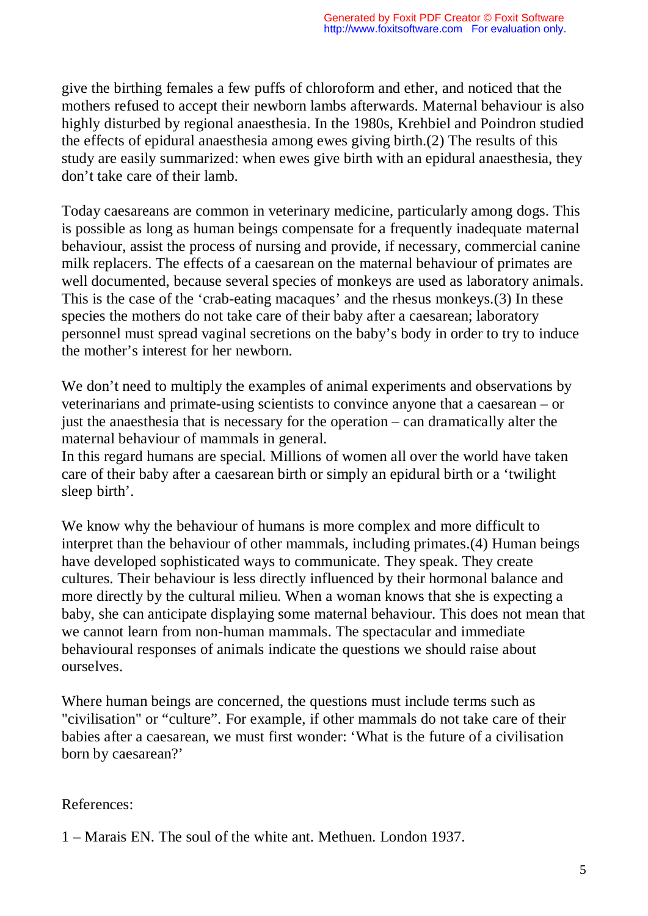give the birthing females a few puffs of chloroform and ether, and noticed that the mothers refused to accept their newborn lambs afterwards. Maternal behaviour is also highly disturbed by regional anaesthesia. In the 1980s, Krehbiel and Poindron studied the effects of epidural anaesthesia among ewes giving birth.(2) The results of this study are easily summarized: when ewes give birth with an epidural anaesthesia, they don't take care of their lamb.

Today caesareans are common in veterinary medicine, particularly among dogs. This is possible as long as human beings compensate for a frequently inadequate maternal behaviour, assist the process of nursing and provide, if necessary, commercial canine milk replacers. The effects of a caesarean on the maternal behaviour of primates are well documented, because several species of monkeys are used as laboratory animals. This is the case of the 'crab-eating macaques' and the rhesus monkeys.(3) In these species the mothers do not take care of their baby after a caesarean; laboratory personnel must spread vaginal secretions on the baby's body in order to try to induce the mother's interest for her newborn.

We don't need to multiply the examples of animal experiments and observations by veterinarians and primate-using scientists to convince anyone that a caesarean – or just the anaesthesia that is necessary for the operation – can dramatically alter the maternal behaviour of mammals in general.
In this regard humans are special. Millions of women all over the world have taken care of their baby after a caesarean birth or simply an epidural birth or a 'twilight sleep birth'.

We know why the behaviour of humans is more complex and more difficult to interpret than the behaviour of other mammals, including primates.(4) Human beings have developed sophisticated ways to communicate. They speak. They create cultures. Their behaviour is less directly influenced by their hormonal balance and more directly by the cultural milieu. When a woman knows that she is expecting a baby, she can anticipate displaying some maternal behaviour. This does not mean that we cannot learn from non-human mammals. The spectacular and immediate behavioural responses of animals indicate the questions we should raise about ourselves.

Where human beings are concerned, the questions must include terms such as "civilisation" or "culture". For example, if other mammals do not take care of their babies after a caesarean, we must first wonder: 'What is the future of a civilisation born by caesarean?'

References:

1 – Marais EN. The soul of the white ant. Methuen. London 1937.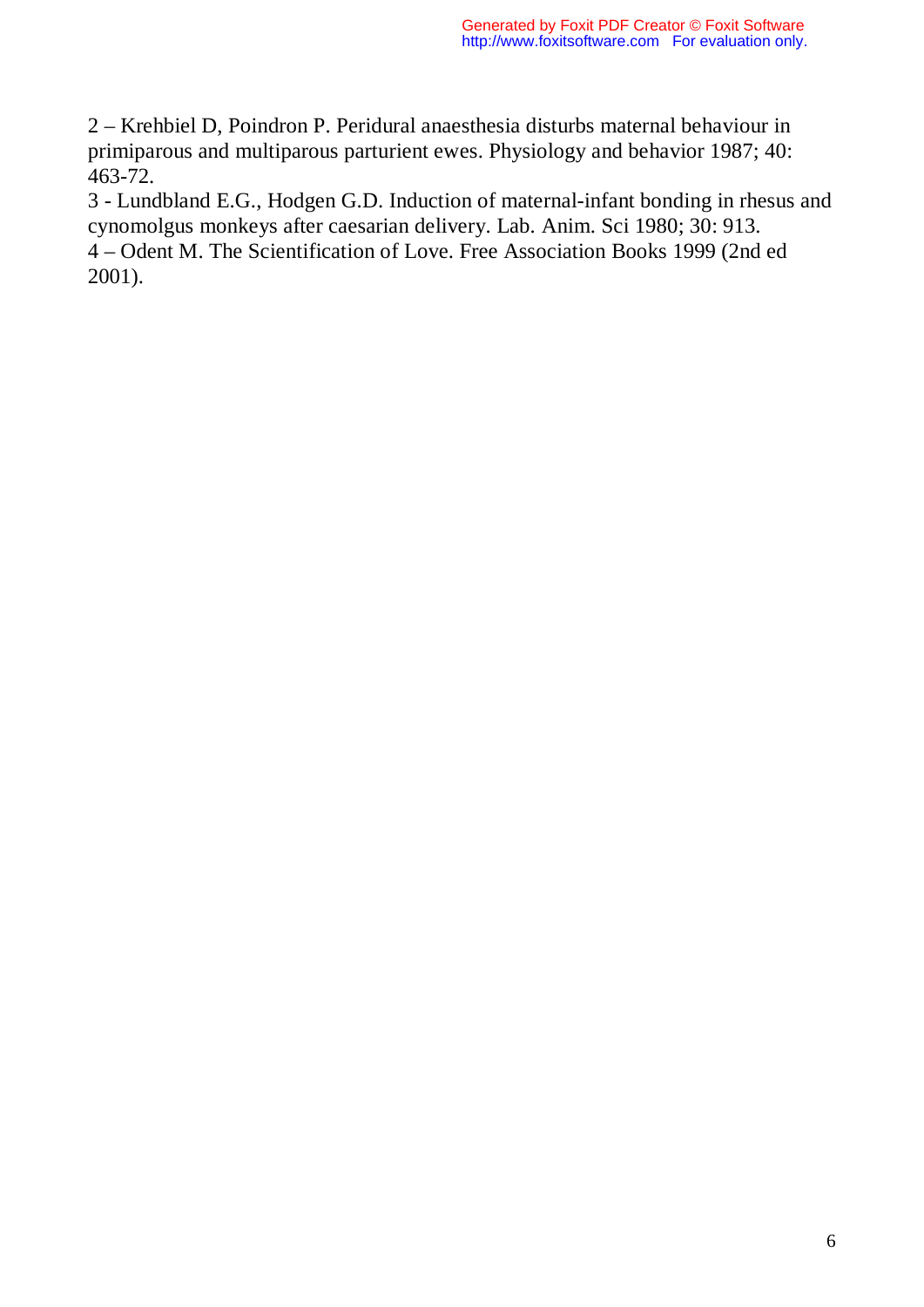2 – Krehbiel D, Poindron P. Peridural anaesthesia disturbs maternal behaviour in primiparous and multiparous parturient ewes. Physiology and behavior 1987; 40: 463-72.

3 - Lundbland E.G., Hodgen G.D. Induction of maternal-infant bonding in rhesus and cynomolgus monkeys after caesarian delivery. Lab. Anim. Sci 1980; 30: 913.

4 – Odent M. The Scientification of Love. Free Association Books 1999 (2nd ed 2001).